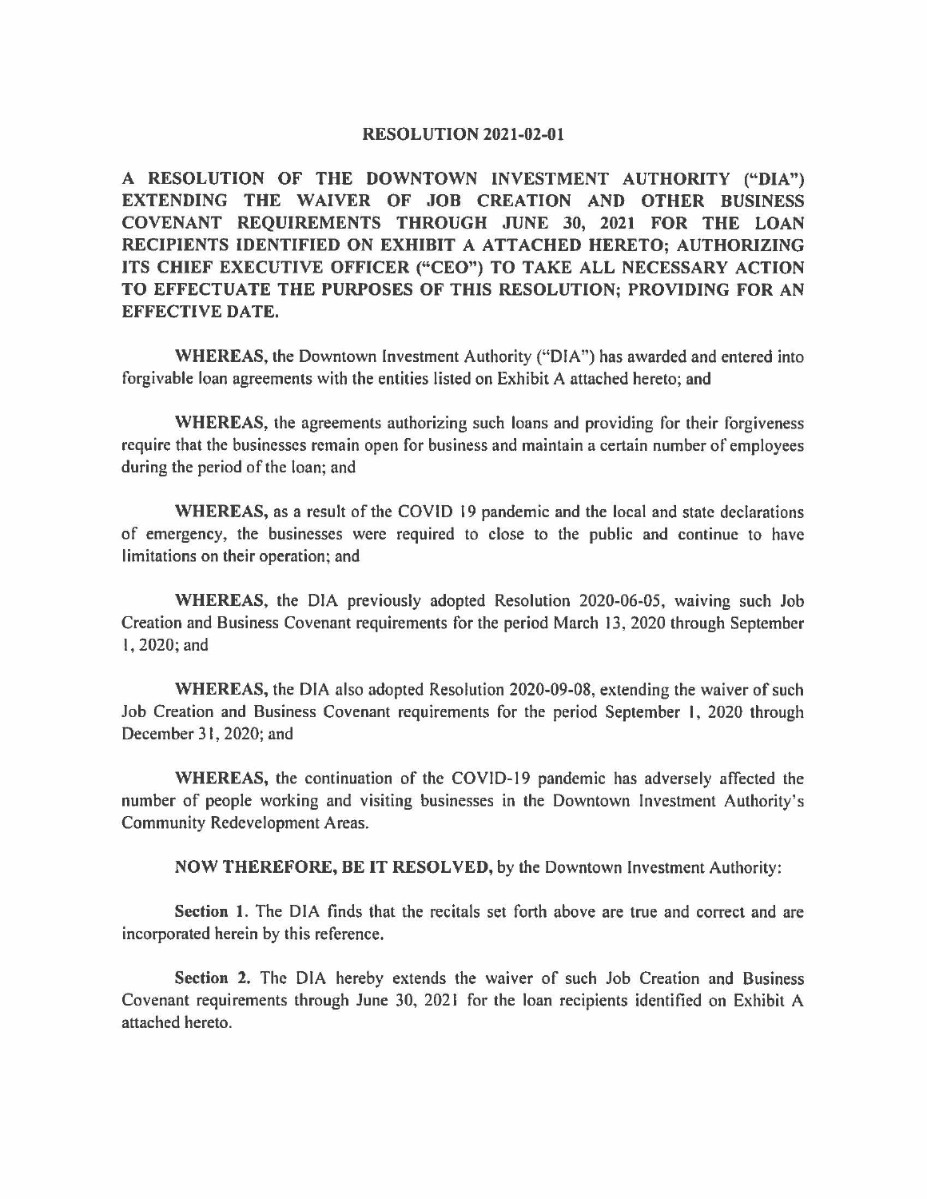# RESOLUTION 2021-02-01

**A RESOLUTION OF THE DOWNTOWN INVESTMENT AUTHORITY ("DIA") EXTENDING THE WAIVER OF JOB CREATION AND OTHER BUSINESS COVENANT REQUIREMENTS THROUGH JUNE 30, 2021 FOR THE LOAN RECIPIENTS IDENTIFIED ON EXHIBIT A ATTACHED HERETO; AUTHORIZING ITS CHIEF EXECUTIVE OFFICER ("CEO") TO TAKE ALL NECESSARY ACTION TO EFFECTUATE THE PURPOSES OF THIS RESOLUTION; PROVIDING FOR AN EFFECTIVE DATE.**

**WHEREAS,** the Downtown Investment Authority ("DIA") has awarded and entered into forgivable loan agreements with the entities listed on Exhibit A attached hereto; and

**WHEREAS,** the agreements authorizing such loans and providing for their forgiveness require that the businesses remain open for business and maintain a certain number of employees during the period of the loan; and

**WHEREAS,** as a result of the COVID 19 pandemic and the local and state declarations of emergency, the businesses were required to close to the public and continue to have limitations on their operation; and

**WHEREAS,** the DIA previously adopted Resolution 2020-06-05, waiving such Job Creation and Business Covenant requirements for the period March 13, 2020 through September 1, 2020; and

**WHEREAS,** the DIA also adopted Resolution 2020-09-08, extending the waiver of such Job Creation and Business Covenant requirements for the period September 1, 2020 through December 31, 2020; and

**WHEREAS,** the continuation of the COVID-19 pandemic has adversely affected the number of people working and visiting businesses in the Downtown Investment Authority's Community Redevelopment Areas.

**NOW THEREFORE, BE IT RESOLVED,** by the Downtown Investment Authority:

**Section 1.** The DIA finds that the recitals set forth above are true and correct and are incorporated herein by this reference.

**Section 2.** The DIA hereby extends the waiver of such Job Creation and Business Covenant requirements through June 30, 2021 for the loan recipients identified on Exhibit A attached hereto.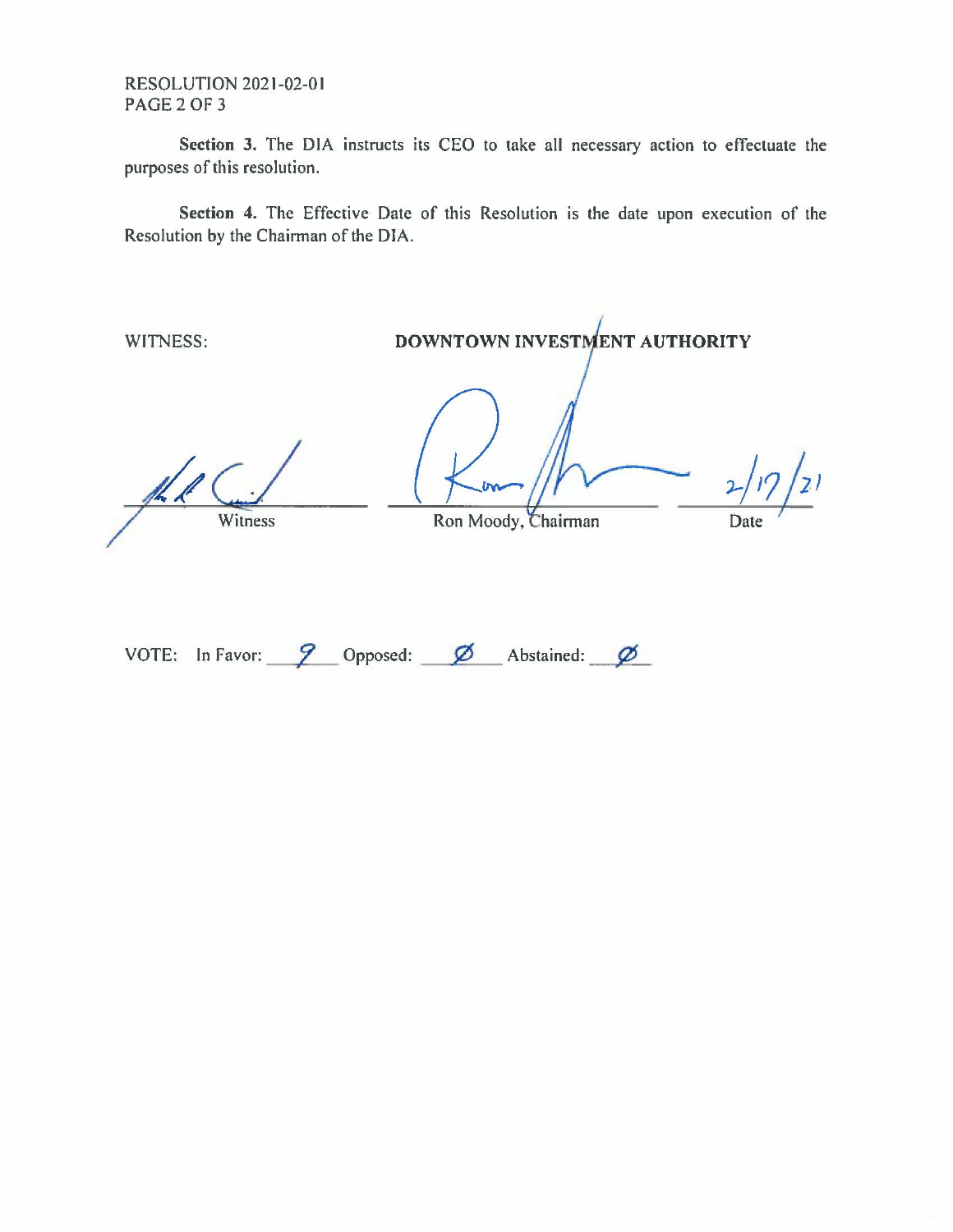RESOLUTION 2021-02-01

**Section 3.** The DIA instructs its CEO to take all necessary action to effectuate the purposes of this resolution.

**Section 4.** The Effective Date of this Resolution is the date upon execution of the Resolution by the Chairman of the DIA.

WITNESS: **DOWNTOWN INVESTMENT AUTHORITY**

| | | |
|---|---|---|
| Witness | Ron Moody, Chairman | 2/17/21 Date |

VOTE: In Favor: 9 Opposed: Ø Abstained: Ø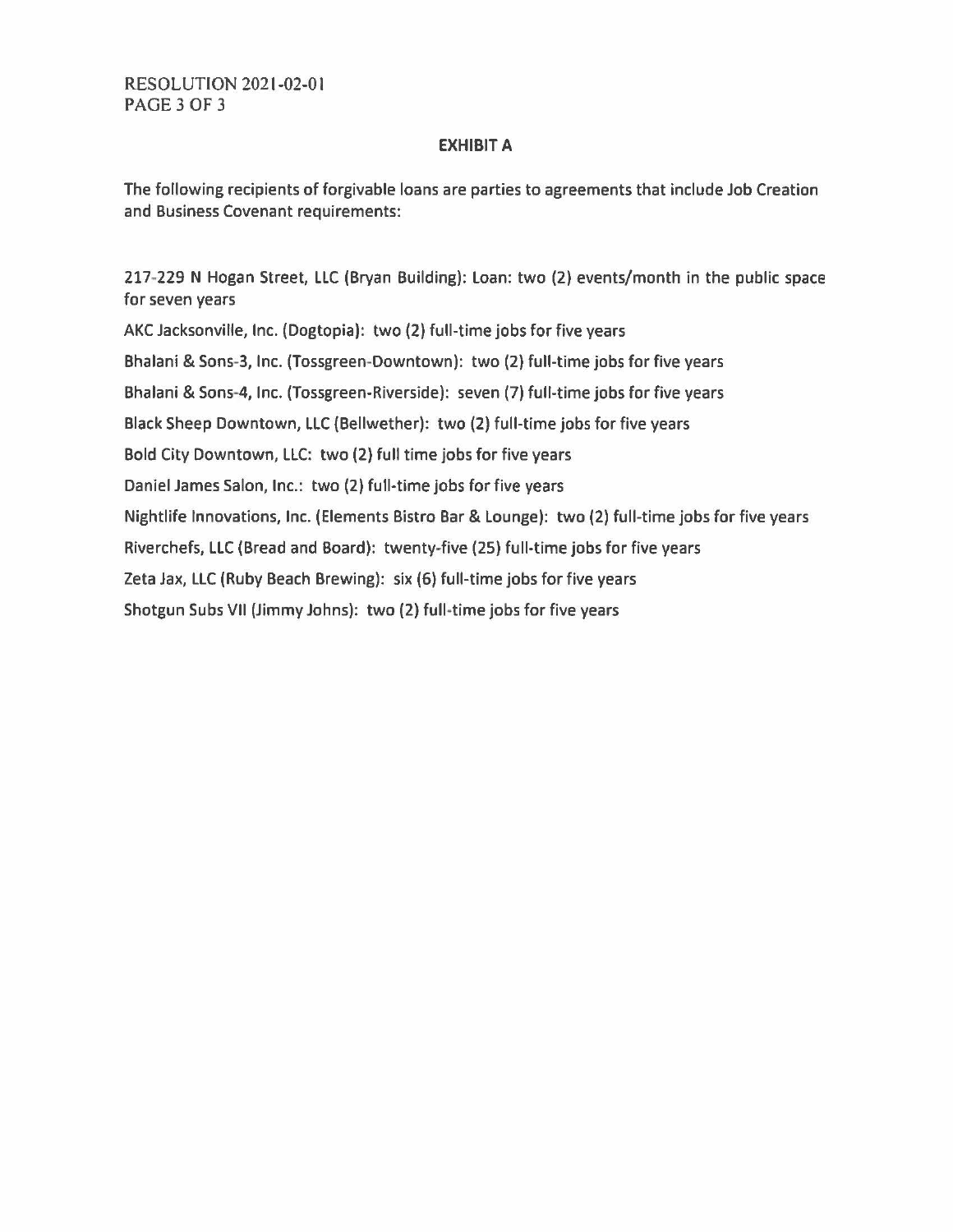## EXHIBIT A

The following recipients of forgivable loans are parties to agreements that include Job Creation and Business Covenant requirements:

217-229 N Hogan Street, LLC (Bryan Building): Loan: two (2) events/month in the public space for seven years

AKC Jacksonville, Inc. (Dogtopia): two (2) full-time jobs for five years

Bhalani & Sons-3, Inc. (Tossgreen-Downtown): two (2) full-time jobs for five years

Bhalani & Sons-4, Inc. (Tossgreen-Riverside): seven (7) full-time jobs for five years

Black Sheep Downtown, LLC (Bellwether): two (2) full-time jobs for five years

Bold City Downtown, LLC: two (2) full time jobs for five years

Daniel James Salon, Inc.: two (2) full-time jobs for five years

Nightlife Innovations, Inc. (Elements Bistro Bar & Lounge): two (2) full-time jobs for five years

Riverchefs, LLC (Bread and Board): twenty-five (25) full-time jobs for five years

Zeta Jax, LLC (Ruby Beach Brewing): six (6) full-time jobs for five years

Shotgun Subs VII (Jimmy Johns): two (2) full-time jobs for five years